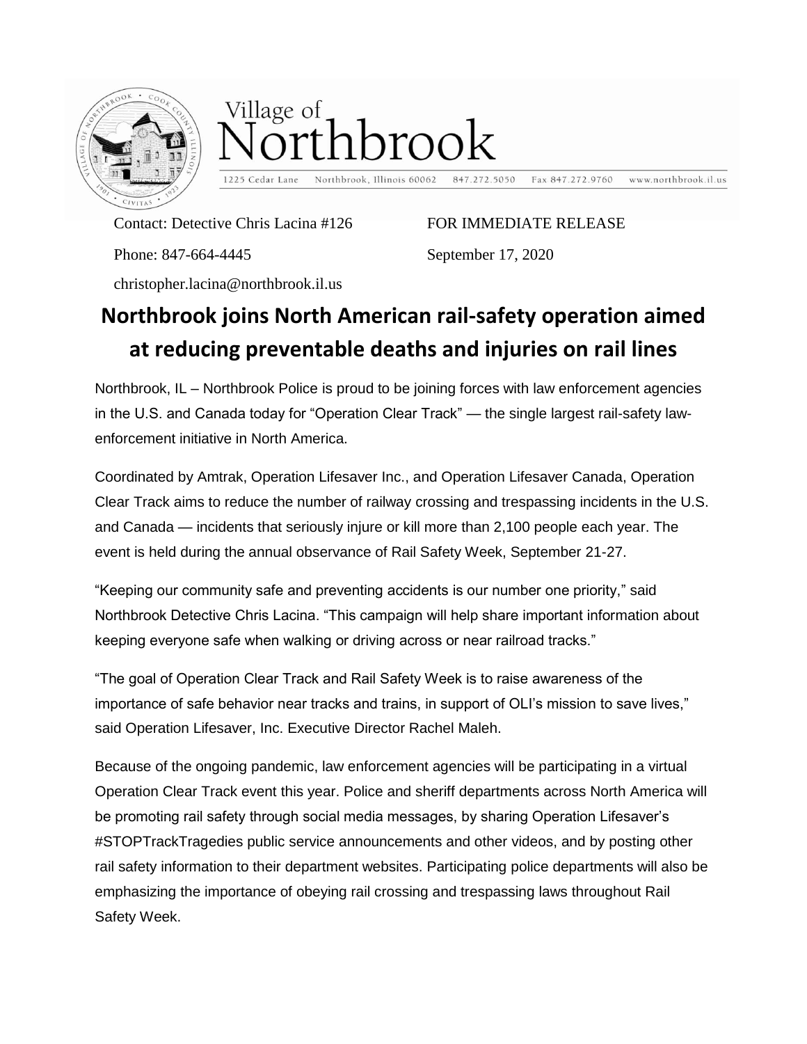Village of Northbrook

1225 Cedar Lane Northbrook, Illinois 60062 847.272.5050 Fax 847.272.9760 www.northbrook.il.us

Contact: Detective Chris Lacina #126

Phone: 847-664-4445

christopher.lacina@northbrook.il.us

FOR IMMEDIATE RELEASE

September 17, 2020

# Northbrook joins North American rail-safety operation aimed at reducing preventable deaths and injuries on rail lines

Northbrook, IL – Northbrook Police is proud to be joining forces with law enforcement agencies in the U.S. and Canada today for "Operation Clear Track" — the single largest rail-safety law-enforcement initiative in North America.

Coordinated by Amtrak, Operation Lifesaver Inc., and Operation Lifesaver Canada, Operation Clear Track aims to reduce the number of railway crossing and trespassing incidents in the U.S. and Canada — incidents that seriously injure or kill more than 2,100 people each year. The event is held during the annual observance of Rail Safety Week, September 21-27.

"Keeping our community safe and preventing accidents is our number one priority," said Northbrook Detective Chris Lacina. "This campaign will help share important information about keeping everyone safe when walking or driving across or near railroad tracks."

"The goal of Operation Clear Track and Rail Safety Week is to raise awareness of the importance of safe behavior near tracks and trains, in support of OLI's mission to save lives," said Operation Lifesaver, Inc. Executive Director Rachel Maleh.

Because of the ongoing pandemic, law enforcement agencies will be participating in a virtual Operation Clear Track event this year. Police and sheriff departments across North America will be promoting rail safety through social media messages, by sharing Operation Lifesaver's #STOPTrackTragedies public service announcements and other videos, and by posting other rail safety information to their department websites. Participating police departments will also be emphasizing the importance of obeying rail crossing and trespassing laws throughout Rail Safety Week.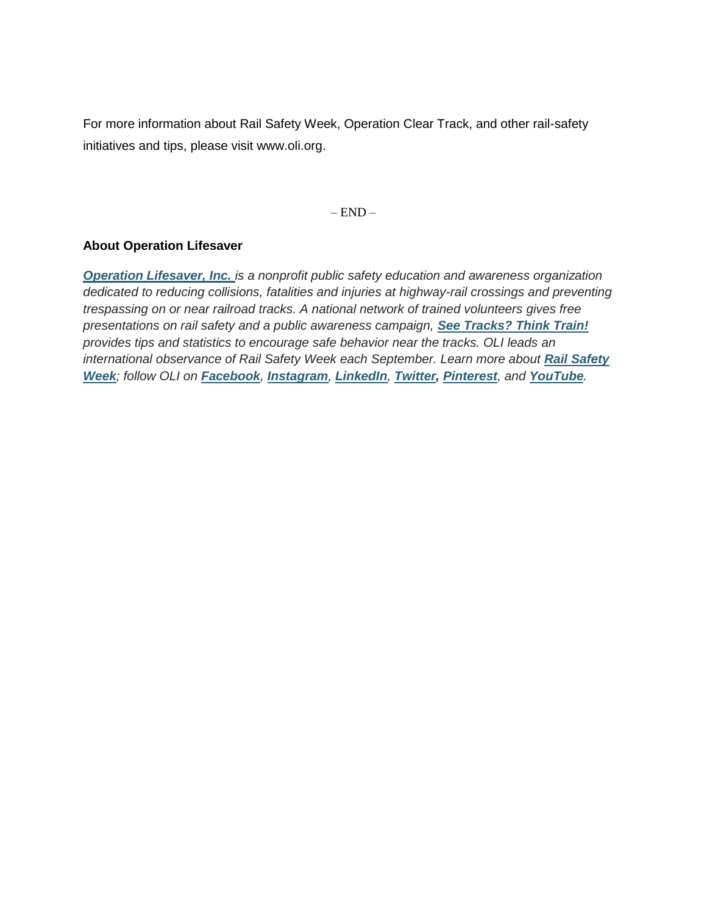For more information about Rail Safety Week, Operation Clear Track, and other rail-safety initiatives and tips, please visit www.oli.org.

– END –

**About Operation Lifesaver**

*__Operation Lifesaver, Inc.__ is a nonprofit public safety education and awareness organization dedicated to reducing collisions, fatalities and injuries at highway-rail crossings and preventing trespassing on or near railroad tracks. A national network of trained volunteers gives free presentations on rail safety and a public awareness campaign, __See Tracks? Think Train!__ provides tips and statistics to encourage safe behavior near the tracks. OLI leads an international observance of Rail Safety Week each September. Learn more about __Rail Safety Week__; follow OLI on __Facebook__, __Instagram__, __LinkedIn__, __Twitter__, __Pinterest__, and __YouTube__.*